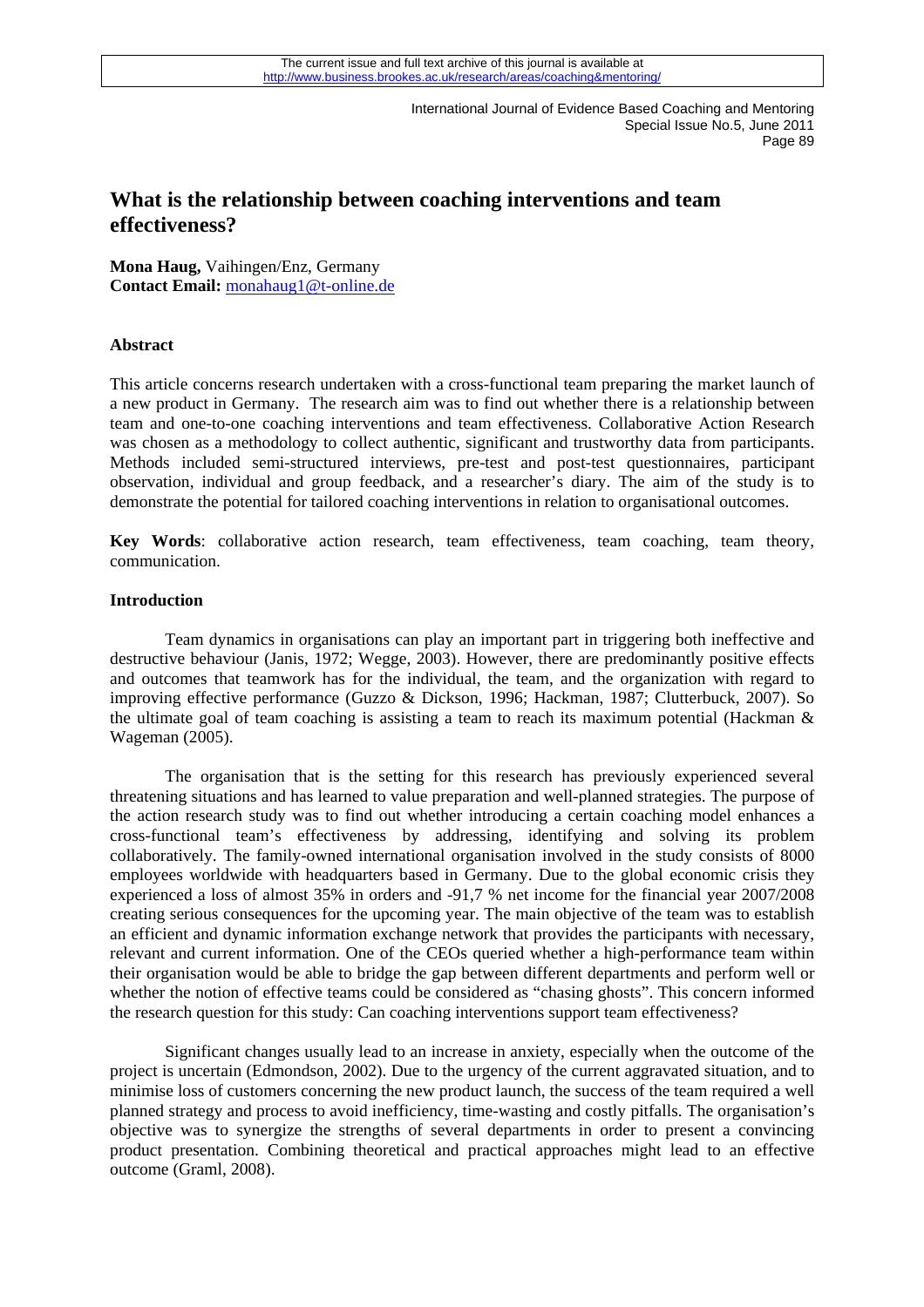# What is the relationship between coaching interventions and team effectiveness?

**Mona Haug,** Vaihingen/Enz, Germany
**Contact Email:** monahaug1@t-online.de

### Abstract

This article concerns research undertaken with a cross-functional team preparing the market launch of a new product in Germany. The research aim was to find out whether there is a relationship between team and one-to-one coaching interventions and team effectiveness. Collaborative Action Research was chosen as a methodology to collect authentic, significant and trustworthy data from participants. Methods included semi-structured interviews, pre-test and post-test questionnaires, participant observation, individual and group feedback, and a researcher's diary. The aim of the study is to demonstrate the potential for tailored coaching interventions in relation to organisational outcomes.

**Key Words**: collaborative action research, team effectiveness, team coaching, team theory, communication.

### Introduction

Team dynamics in organisations can play an important part in triggering both ineffective and destructive behaviour (Janis, 1972; Wegge, 2003). However, there are predominantly positive effects and outcomes that teamwork has for the individual, the team, and the organization with regard to improving effective performance (Guzzo & Dickson, 1996; Hackman, 1987; Clutterbuck, 2007). So the ultimate goal of team coaching is assisting a team to reach its maximum potential (Hackman & Wageman (2005).

The organisation that is the setting for this research has previously experienced several threatening situations and has learned to value preparation and well-planned strategies. The purpose of the action research study was to find out whether introducing a certain coaching model enhances a cross-functional team's effectiveness by addressing, identifying and solving its problem collaboratively. The family-owned international organisation involved in the study consists of 8000 employees worldwide with headquarters based in Germany. Due to the global economic crisis they experienced a loss of almost 35% in orders and -91,7 % net income for the financial year 2007/2008 creating serious consequences for the upcoming year. The main objective of the team was to establish an efficient and dynamic information exchange network that provides the participants with necessary, relevant and current information. One of the CEOs queried whether a high-performance team within their organisation would be able to bridge the gap between different departments and perform well or whether the notion of effective teams could be considered as "chasing ghosts". This concern informed the research question for this study: Can coaching interventions support team effectiveness?

Significant changes usually lead to an increase in anxiety, especially when the outcome of the project is uncertain (Edmondson, 2002). Due to the urgency of the current aggravated situation, and to minimise loss of customers concerning the new product launch, the success of the team required a well planned strategy and process to avoid inefficiency, time-wasting and costly pitfalls. The organisation's objective was to synergize the strengths of several departments in order to present a convincing product presentation. Combining theoretical and practical approaches might lead to an effective outcome (Graml, 2008).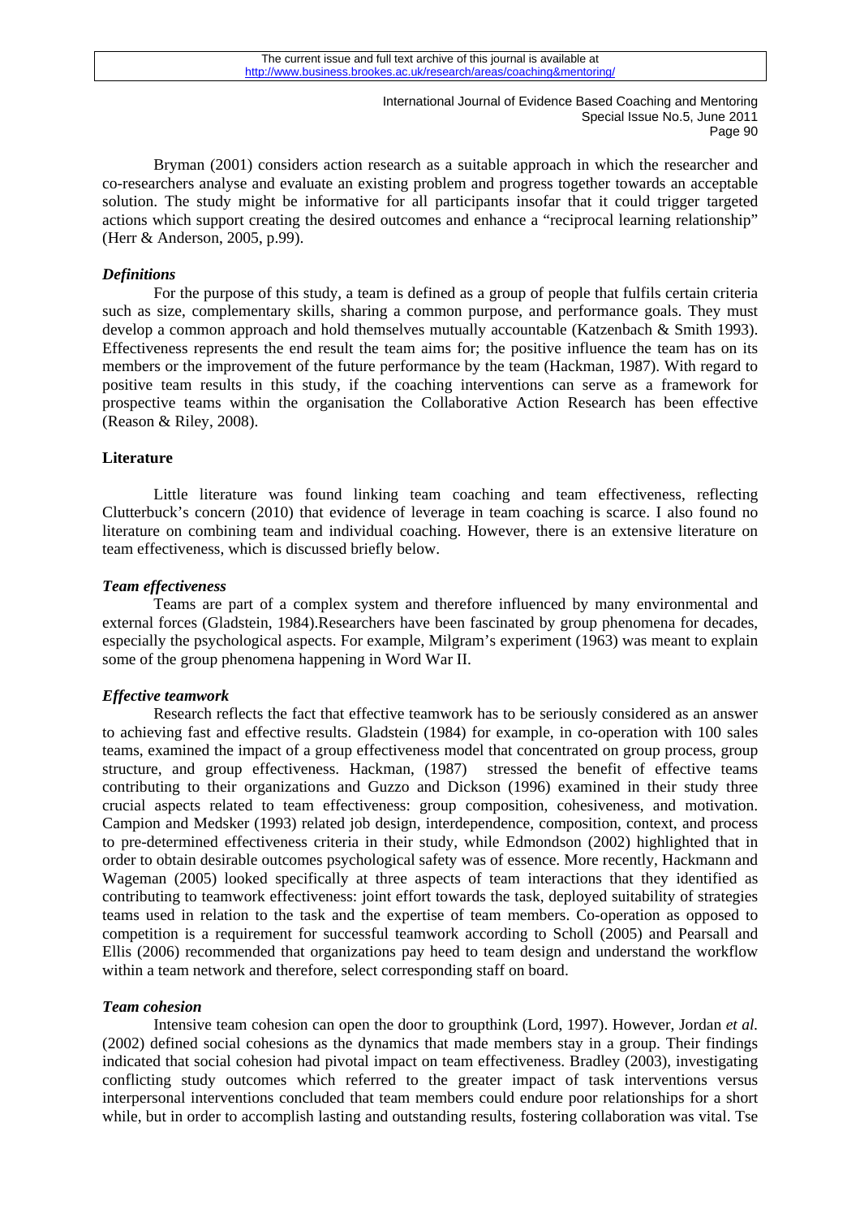Bryman (2001) considers action research as a suitable approach in which the researcher and co-researchers analyse and evaluate an existing problem and progress together towards an acceptable solution. The study might be informative for all participants insofar that it could trigger targeted actions which support creating the desired outcomes and enhance a "reciprocal learning relationship" (Herr & Anderson, 2005, p.99).

### *Definitions*

For the purpose of this study, a team is defined as a group of people that fulfils certain criteria such as size, complementary skills, sharing a common purpose, and performance goals. They must develop a common approach and hold themselves mutually accountable (Katzenbach & Smith 1993). Effectiveness represents the end result the team aims for; the positive influence the team has on its members or the improvement of the future performance by the team (Hackman, 1987). With regard to positive team results in this study, if the coaching interventions can serve as a framework for prospective teams within the organisation the Collaborative Action Research has been effective (Reason & Riley, 2008).

## Literature

Little literature was found linking team coaching and team effectiveness, reflecting Clutterbuck's concern (2010) that evidence of leverage in team coaching is scarce. I also found no literature on combining team and individual coaching. However, there is an extensive literature on team effectiveness, which is discussed briefly below.

### *Team effectiveness*

Teams are part of a complex system and therefore influenced by many environmental and external forces (Gladstein, 1984).Researchers have been fascinated by group phenomena for decades, especially the psychological aspects. For example, Milgram's experiment (1963) was meant to explain some of the group phenomena happening in Word War II.

### *Effective teamwork*

Research reflects the fact that effective teamwork has to be seriously considered as an answer to achieving fast and effective results. Gladstein (1984) for example, in co-operation with 100 sales teams, examined the impact of a group effectiveness model that concentrated on group process, group structure, and group effectiveness. Hackman, (1987) stressed the benefit of effective teams contributing to their organizations and Guzzo and Dickson (1996) examined in their study three crucial aspects related to team effectiveness: group composition, cohesiveness, and motivation. Campion and Medsker (1993) related job design, interdependence, composition, context, and process to pre-determined effectiveness criteria in their study, while Edmondson (2002) highlighted that in order to obtain desirable outcomes psychological safety was of essence. More recently, Hackmann and Wageman (2005) looked specifically at three aspects of team interactions that they identified as contributing to teamwork effectiveness: joint effort towards the task, deployed suitability of strategies teams used in relation to the task and the expertise of team members. Co-operation as opposed to competition is a requirement for successful teamwork according to Scholl (2005) and Pearsall and Ellis (2006) recommended that organizations pay heed to team design and understand the workflow within a team network and therefore, select corresponding staff on board.

### *Team cohesion*

Intensive team cohesion can open the door to groupthink (Lord, 1997). However, Jordan *et al.* (2002) defined social cohesions as the dynamics that made members stay in a group. Their findings indicated that social cohesion had pivotal impact on team effectiveness. Bradley (2003), investigating conflicting study outcomes which referred to the greater impact of task interventions versus interpersonal interventions concluded that team members could endure poor relationships for a short while, but in order to accomplish lasting and outstanding results, fostering collaboration was vital. Tse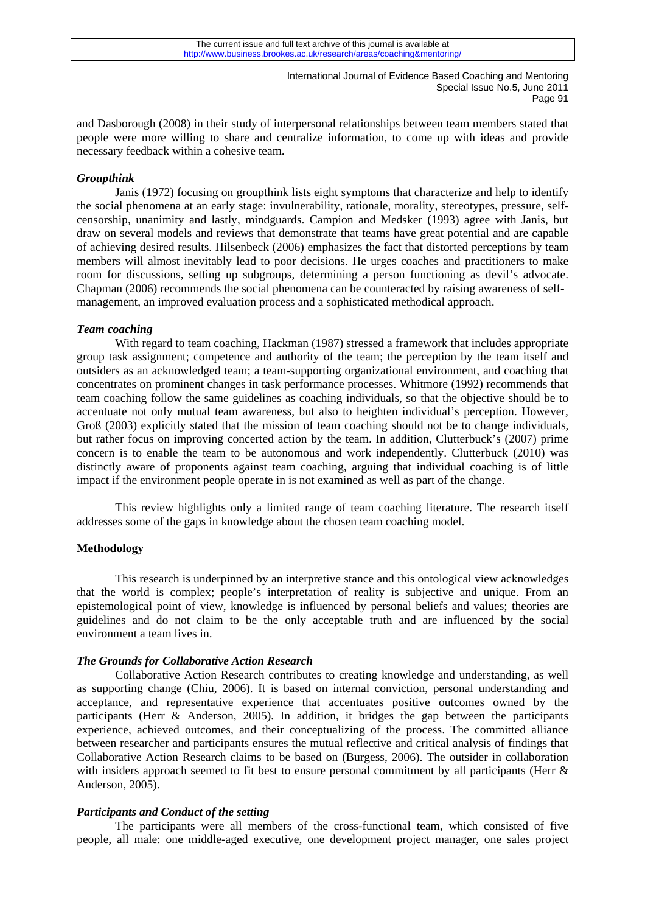and Dasborough (2008) in their study of interpersonal relationships between team members stated that people were more willing to share and centralize information, to come up with ideas and provide necessary feedback within a cohesive team.

### *Groupthink*

Janis (1972) focusing on groupthink lists eight symptoms that characterize and help to identify the social phenomena at an early stage: invulnerability, rationale, morality, stereotypes, pressure, self-censorship, unanimity and lastly, mindguards. Campion and Medsker (1993) agree with Janis, but draw on several models and reviews that demonstrate that teams have great potential and are capable of achieving desired results. Hilsenbeck (2006) emphasizes the fact that distorted perceptions by team members will almost inevitably lead to poor decisions. He urges coaches and practitioners to make room for discussions, setting up subgroups, determining a person functioning as devil's advocate. Chapman (2006) recommends the social phenomena can be counteracted by raising awareness of self-management, an improved evaluation process and a sophisticated methodical approach.

### *Team coaching*

With regard to team coaching, Hackman (1987) stressed a framework that includes appropriate group task assignment; competence and authority of the team; the perception by the team itself and outsiders as an acknowledged team; a team-supporting organizational environment, and coaching that concentrates on prominent changes in task performance processes. Whitmore (1992) recommends that team coaching follow the same guidelines as coaching individuals, so that the objective should be to accentuate not only mutual team awareness, but also to heighten individual's perception. However, Groß (2003) explicitly stated that the mission of team coaching should not be to change individuals, but rather focus on improving concerted action by the team. In addition, Clutterbuck's (2007) prime concern is to enable the team to be autonomous and work independently. Clutterbuck (2010) was distinctly aware of proponents against team coaching, arguing that individual coaching is of little impact if the environment people operate in is not examined as well as part of the change.

This review highlights only a limited range of team coaching literature. The research itself addresses some of the gaps in knowledge about the chosen team coaching model.

## Methodology

This research is underpinned by an interpretive stance and this ontological view acknowledges that the world is complex; people's interpretation of reality is subjective and unique. From an epistemological point of view, knowledge is influenced by personal beliefs and values; theories are guidelines and do not claim to be the only acceptable truth and are influenced by the social environment a team lives in.

### *The Grounds for Collaborative Action Research*

Collaborative Action Research contributes to creating knowledge and understanding, as well as supporting change (Chiu, 2006). It is based on internal conviction, personal understanding and acceptance, and representative experience that accentuates positive outcomes owned by the participants (Herr & Anderson, 2005). In addition, it bridges the gap between the participants experience, achieved outcomes, and their conceptualizing of the process. The committed alliance between researcher and participants ensures the mutual reflective and critical analysis of findings that Collaborative Action Research claims to be based on (Burgess, 2006). The outsider in collaboration with insiders approach seemed to fit best to ensure personal commitment by all participants (Herr & Anderson, 2005).

### *Participants and Conduct of the setting*

The participants were all members of the cross-functional team, which consisted of five people, all male: one middle-aged executive, one development project manager, one sales project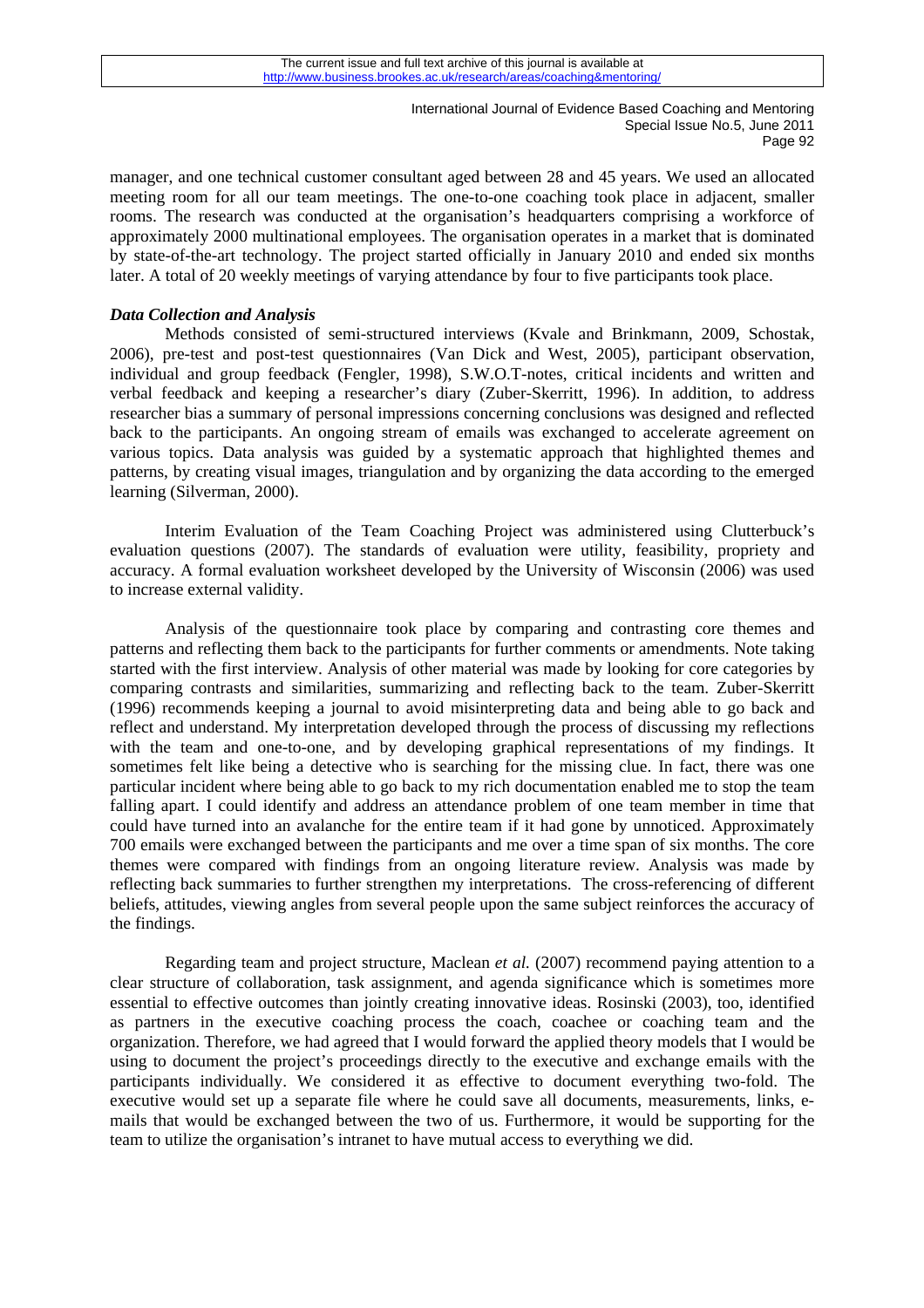manager, and one technical customer consultant aged between 28 and 45 years. We used an allocated meeting room for all our team meetings. The one-to-one coaching took place in adjacent, smaller rooms. The research was conducted at the organisation's headquarters comprising a workforce of approximately 2000 multinational employees. The organisation operates in a market that is dominated by state-of-the-art technology. The project started officially in January 2010 and ended six months later. A total of 20 weekly meetings of varying attendance by four to five participants took place.

### *Data Collection and Analysis*

Methods consisted of semi-structured interviews (Kvale and Brinkmann, 2009, Schostak, 2006), pre-test and post-test questionnaires (Van Dick and West, 2005), participant observation, individual and group feedback (Fengler, 1998), S.W.O.T-notes, critical incidents and written and verbal feedback and keeping a researcher's diary (Zuber-Skerritt, 1996). In addition, to address researcher bias a summary of personal impressions concerning conclusions was designed and reflected back to the participants. An ongoing stream of emails was exchanged to accelerate agreement on various topics. Data analysis was guided by a systematic approach that highlighted themes and patterns, by creating visual images, triangulation and by organizing the data according to the emerged learning (Silverman, 2000).

Interim Evaluation of the Team Coaching Project was administered using Clutterbuck's evaluation questions (2007). The standards of evaluation were utility, feasibility, propriety and accuracy. A formal evaluation worksheet developed by the University of Wisconsin (2006) was used to increase external validity.

Analysis of the questionnaire took place by comparing and contrasting core themes and patterns and reflecting them back to the participants for further comments or amendments. Note taking started with the first interview. Analysis of other material was made by looking for core categories by comparing contrasts and similarities, summarizing and reflecting back to the team. Zuber-Skerritt (1996) recommends keeping a journal to avoid misinterpreting data and being able to go back and reflect and understand. My interpretation developed through the process of discussing my reflections with the team and one-to-one, and by developing graphical representations of my findings. It sometimes felt like being a detective who is searching for the missing clue. In fact, there was one particular incident where being able to go back to my rich documentation enabled me to stop the team falling apart. I could identify and address an attendance problem of one team member in time that could have turned into an avalanche for the entire team if it had gone by unnoticed. Approximately 700 emails were exchanged between the participants and me over a time span of six months. The core themes were compared with findings from an ongoing literature review. Analysis was made by reflecting back summaries to further strengthen my interpretations. The cross-referencing of different beliefs, attitudes, viewing angles from several people upon the same subject reinforces the accuracy of the findings.

Regarding team and project structure, Maclean *et al.* (2007) recommend paying attention to a clear structure of collaboration, task assignment, and agenda significance which is sometimes more essential to effective outcomes than jointly creating innovative ideas. Rosinski (2003), too, identified as partners in the executive coaching process the coach, coachee or coaching team and the organization. Therefore, we had agreed that I would forward the applied theory models that I would be using to document the project's proceedings directly to the executive and exchange emails with the participants individually. We considered it as effective to document everything two-fold. The executive would set up a separate file where he could save all documents, measurements, links, e-mails that would be exchanged between the two of us. Furthermore, it would be supporting for the team to utilize the organisation's intranet to have mutual access to everything we did.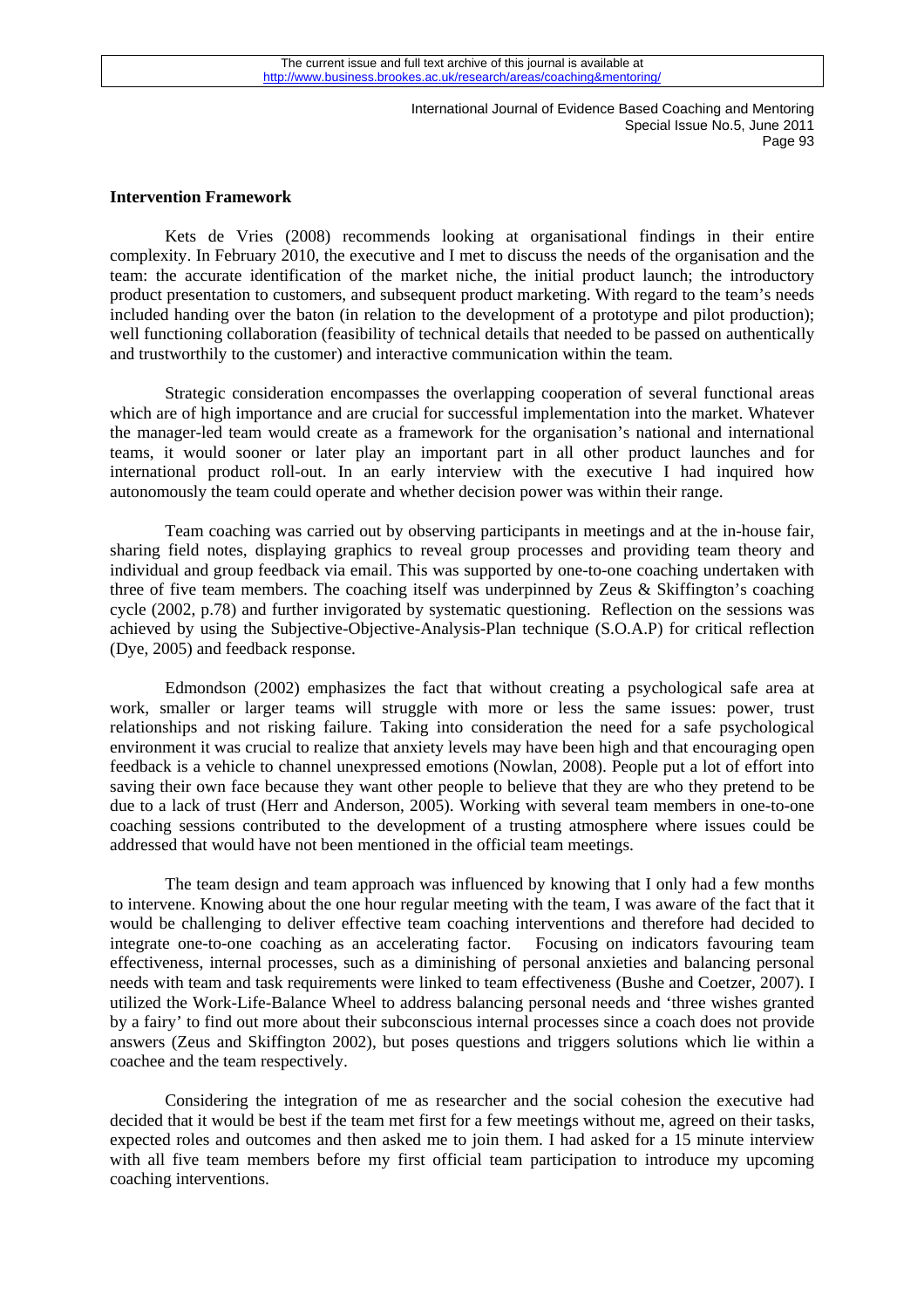**Intervention Framework**

Kets de Vries (2008) recommends looking at organisational findings in their entire complexity. In February 2010, the executive and I met to discuss the needs of the organisation and the team: the accurate identification of the market niche, the initial product launch; the introductory product presentation to customers, and subsequent product marketing. With regard to the team's needs included handing over the baton (in relation to the development of a prototype and pilot production); well functioning collaboration (feasibility of technical details that needed to be passed on authentically and trustworthily to the customer) and interactive communication within the team.

Strategic consideration encompasses the overlapping cooperation of several functional areas which are of high importance and are crucial for successful implementation into the market. Whatever the manager-led team would create as a framework for the organisation's national and international teams, it would sooner or later play an important part in all other product launches and for international product roll-out. In an early interview with the executive I had inquired how autonomously the team could operate and whether decision power was within their range.

Team coaching was carried out by observing participants in meetings and at the in-house fair, sharing field notes, displaying graphics to reveal group processes and providing team theory and individual and group feedback via email. This was supported by one-to-one coaching undertaken with three of five team members. The coaching itself was underpinned by Zeus & Skiffington's coaching cycle (2002, p.78) and further invigorated by systematic questioning. Reflection on the sessions was achieved by using the Subjective-Objective-Analysis-Plan technique (S.O.A.P) for critical reflection (Dye, 2005) and feedback response.

Edmondson (2002) emphasizes the fact that without creating a psychological safe area at work, smaller or larger teams will struggle with more or less the same issues: power, trust relationships and not risking failure. Taking into consideration the need for a safe psychological environment it was crucial to realize that anxiety levels may have been high and that encouraging open feedback is a vehicle to channel unexpressed emotions (Nowlan, 2008). People put a lot of effort into saving their own face because they want other people to believe that they are who they pretend to be due to a lack of trust (Herr and Anderson, 2005). Working with several team members in one-to-one coaching sessions contributed to the development of a trusting atmosphere where issues could be addressed that would have not been mentioned in the official team meetings.

The team design and team approach was influenced by knowing that I only had a few months to intervene. Knowing about the one hour regular meeting with the team, I was aware of the fact that it would be challenging to deliver effective team coaching interventions and therefore had decided to integrate one-to-one coaching as an accelerating factor. Focusing on indicators favouring team effectiveness, internal processes, such as a diminishing of personal anxieties and balancing personal needs with team and task requirements were linked to team effectiveness (Bushe and Coetzer, 2007). I utilized the Work-Life-Balance Wheel to address balancing personal needs and 'three wishes granted by a fairy' to find out more about their subconscious internal processes since a coach does not provide answers (Zeus and Skiffington 2002), but poses questions and triggers solutions which lie within a coachee and the team respectively.

Considering the integration of me as researcher and the social cohesion the executive had decided that it would be best if the team met first for a few meetings without me, agreed on their tasks, expected roles and outcomes and then asked me to join them. I had asked for a 15 minute interview with all five team members before my first official team participation to introduce my upcoming coaching interventions.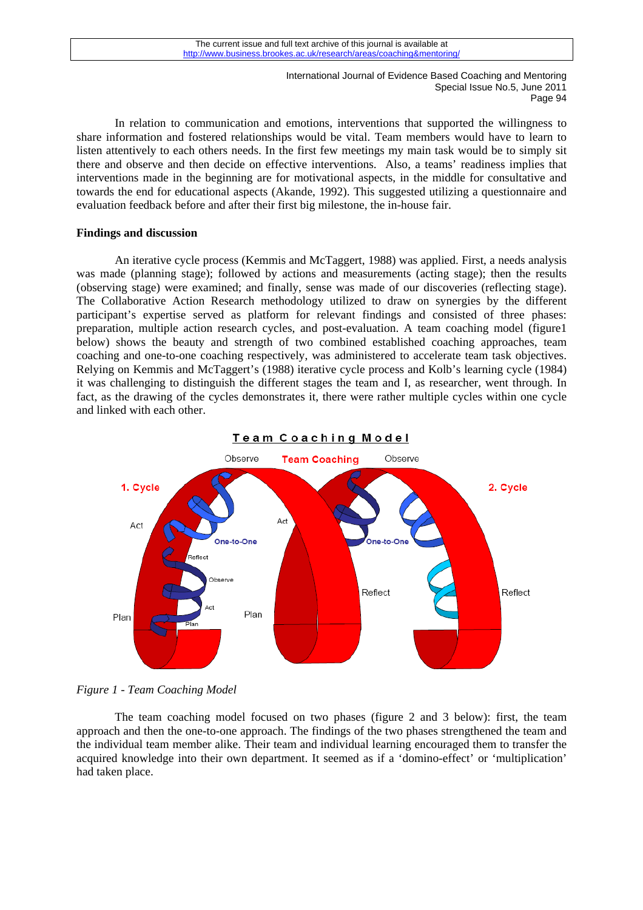In relation to communication and emotions, interventions that supported the willingness to share information and fostered relationships would be vital. Team members would have to learn to listen attentively to each others needs. In the first few meetings my main task would be to simply sit there and observe and then decide on effective interventions. Also, a teams' readiness implies that interventions made in the beginning are for motivational aspects, in the middle for consultative and towards the end for educational aspects (Akande, 1992). This suggested utilizing a questionnaire and evaluation feedback before and after their first big milestone, the in-house fair.

## Findings and discussion

An iterative cycle process (Kemmis and McTaggert, 1988) was applied. First, a needs analysis was made (planning stage); followed by actions and measurements (acting stage); then the results (observing stage) were examined; and finally, sense was made of our discoveries (reflecting stage). The Collaborative Action Research methodology utilized to draw on synergies by the different participant's expertise served as platform for relevant findings and consisted of three phases: preparation, multiple action research cycles, and post-evaluation. A team coaching model (figure1 below) shows the beauty and strength of two combined established coaching approaches, team coaching and one-to-one coaching respectively, was administered to accelerate team task objectives. Relying on Kemmis and McTaggert's (1988) iterative cycle process and Kolb's learning cycle (1984) it was challenging to distinguish the different stages the team and I, as researcher, went through. In fact, as the drawing of the cycles demonstrates it, there were rather multiple cycles within one cycle and linked with each other.

*Figure 1 - Team Coaching Model*

The team coaching model focused on two phases (figure 2 and 3 below): first, the team approach and then the one-to-one approach. The findings of the two phases strengthened the team and the individual team member alike. Their team and individual learning encouraged them to transfer the acquired knowledge into their own department. It seemed as if a 'domino-effect' or 'multiplication' had taken place.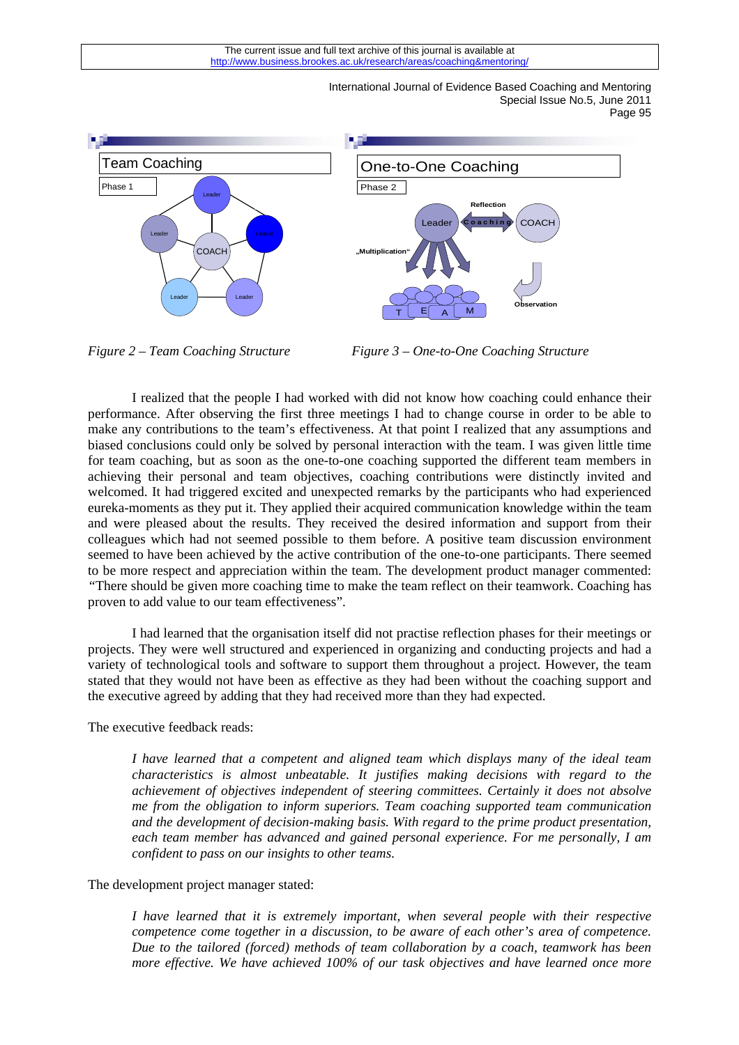*Figure 2 – Team Coaching Structure*

*Figure 3 – One-to-One Coaching Structure*

I realized that the people I had worked with did not know how coaching could enhance their performance. After observing the first three meetings I had to change course in order to be able to make any contributions to the team's effectiveness. At that point I realized that any assumptions and biased conclusions could only be solved by personal interaction with the team. I was given little time for team coaching, but as soon as the one-to-one coaching supported the different team members in achieving their personal and team objectives, coaching contributions were distinctly invited and welcomed. It had triggered excited and unexpected remarks by the participants who had experienced eureka-moments as they put it. They applied their acquired communication knowledge within the team and were pleased about the results. They received the desired information and support from their colleagues which had not seemed possible to them before. A positive team discussion environment seemed to have been achieved by the active contribution of the one-to-one participants. There seemed to be more respect and appreciation within the team. The development product manager commented: "There should be given more coaching time to make the team reflect on their teamwork. Coaching has proven to add value to our team effectiveness".

I had learned that the organisation itself did not practise reflection phases for their meetings or projects. They were well structured and experienced in organizing and conducting projects and had a variety of technological tools and software to support them throughout a project. However, the team stated that they would not have been as effective as they had been without the coaching support and the executive agreed by adding that they had received more than they had expected.

The executive feedback reads:

> *I have learned that a competent and aligned team which displays many of the ideal team characteristics is almost unbeatable. It justifies making decisions with regard to the achievement of objectives independent of steering committees. Certainly it does not absolve me from the obligation to inform superiors. Team coaching supported team communication and the development of decision-making basis. With regard to the prime product presentation, each team member has advanced and gained personal experience. For me personally, I am confident to pass on our insights to other teams.*

The development project manager stated:

> *I have learned that it is extremely important, when several people with their respective competence come together in a discussion, to be aware of each other's area of competence. Due to the tailored (forced) methods of team collaboration by a coach, teamwork has been more effective. We have achieved 100% of our task objectives and have learned once more*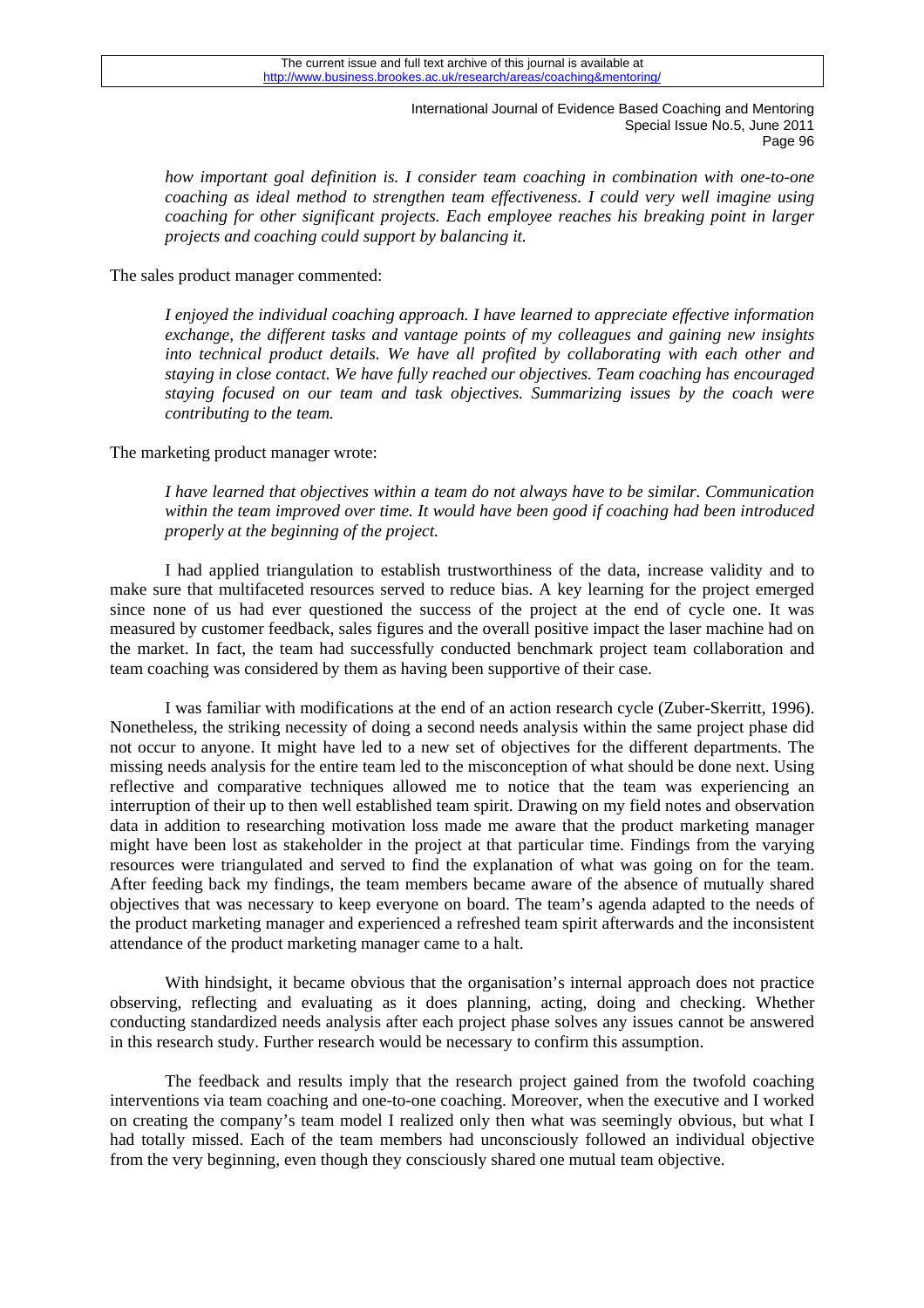*how important goal definition is. I consider team coaching in combination with one-to-one coaching as ideal method to strengthen team effectiveness. I could very well imagine using coaching for other significant projects. Each employee reaches his breaking point in larger projects and coaching could support by balancing it.*

The sales product manager commented:

> *I enjoyed the individual coaching approach. I have learned to appreciate effective information exchange, the different tasks and vantage points of my colleagues and gaining new insights into technical product details. We have all profited by collaborating with each other and staying in close contact. We have fully reached our objectives. Team coaching has encouraged staying focused on our team and task objectives. Summarizing issues by the coach were contributing to the team.*

The marketing product manager wrote:

> *I have learned that objectives within a team do not always have to be similar. Communication within the team improved over time. It would have been good if coaching had been introduced properly at the beginning of the project.*

I had applied triangulation to establish trustworthiness of the data, increase validity and to make sure that multifaceted resources served to reduce bias. A key learning for the project emerged since none of us had ever questioned the success of the project at the end of cycle one. It was measured by customer feedback, sales figures and the overall positive impact the laser machine had on the market. In fact, the team had successfully conducted benchmark project team collaboration and team coaching was considered by them as having been supportive of their case.

I was familiar with modifications at the end of an action research cycle (Zuber-Skerritt, 1996). Nonetheless, the striking necessity of doing a second needs analysis within the same project phase did not occur to anyone. It might have led to a new set of objectives for the different departments. The missing needs analysis for the entire team led to the misconception of what should be done next. Using reflective and comparative techniques allowed me to notice that the team was experiencing an interruption of their up to then well established team spirit. Drawing on my field notes and observation data in addition to researching motivation loss made me aware that the product marketing manager might have been lost as stakeholder in the project at that particular time. Findings from the varying resources were triangulated and served to find the explanation of what was going on for the team. After feeding back my findings, the team members became aware of the absence of mutually shared objectives that was necessary to keep everyone on board. The team's agenda adapted to the needs of the product marketing manager and experienced a refreshed team spirit afterwards and the inconsistent attendance of the product marketing manager came to a halt.

With hindsight, it became obvious that the organisation's internal approach does not practice observing, reflecting and evaluating as it does planning, acting, doing and checking. Whether conducting standardized needs analysis after each project phase solves any issues cannot be answered in this research study. Further research would be necessary to confirm this assumption.

The feedback and results imply that the research project gained from the twofold coaching interventions via team coaching and one-to-one coaching. Moreover, when the executive and I worked on creating the company's team model I realized only then what was seemingly obvious, but what I had totally missed. Each of the team members had unconsciously followed an individual objective from the very beginning, even though they consciously shared one mutual team objective.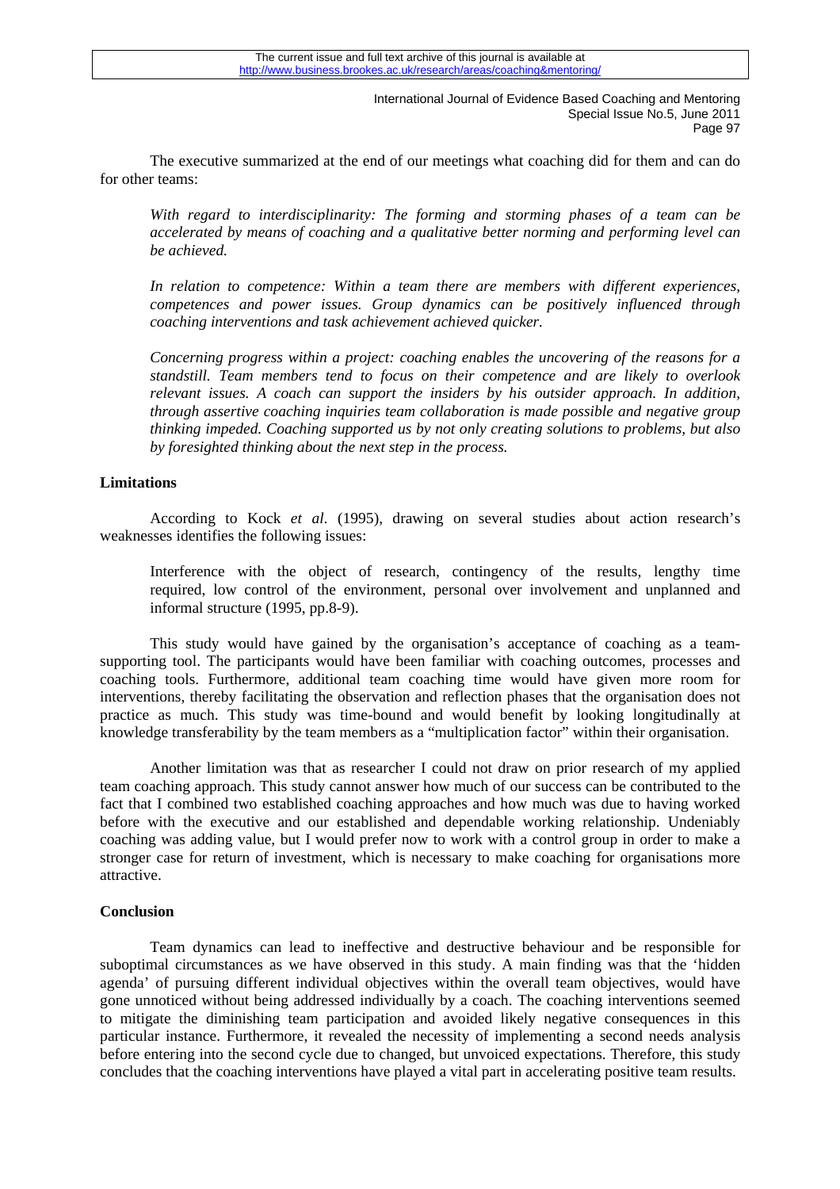The executive summarized at the end of our meetings what coaching did for them and can do for other teams:

> *With regard to interdisciplinarity: The forming and storming phases of a team can be accelerated by means of coaching and a qualitative better norming and performing level can be achieved.*
>
> *In relation to competence: Within a team there are members with different experiences, competences and power issues. Group dynamics can be positively influenced through coaching interventions and task achievement achieved quicker.*
>
> *Concerning progress within a project: coaching enables the uncovering of the reasons for a standstill. Team members tend to focus on their competence and are likely to overlook relevant issues. A coach can support the insiders by his outsider approach. In addition, through assertive coaching inquiries team collaboration is made possible and negative group thinking impeded. Coaching supported us by not only creating solutions to problems, but also by foresighted thinking about the next step in the process.*

### Limitations

According to Kock *et al.* (1995), drawing on several studies about action research's weaknesses identifies the following issues:

> Interference with the object of research, contingency of the results, lengthy time required, low control of the environment, personal over involvement and unplanned and informal structure (1995, pp.8-9).

This study would have gained by the organisation's acceptance of coaching as a team-supporting tool. The participants would have been familiar with coaching outcomes, processes and coaching tools. Furthermore, additional team coaching time would have given more room for interventions, thereby facilitating the observation and reflection phases that the organisation does not practice as much. This study was time-bound and would benefit by looking longitudinally at knowledge transferability by the team members as a "multiplication factor" within their organisation.

Another limitation was that as researcher I could not draw on prior research of my applied team coaching approach. This study cannot answer how much of our success can be contributed to the fact that I combined two established coaching approaches and how much was due to having worked before with the executive and our established and dependable working relationship. Undeniably coaching was adding value, but I would prefer now to work with a control group in order to make a stronger case for return of investment, which is necessary to make coaching for organisations more attractive.

### Conclusion

Team dynamics can lead to ineffective and destructive behaviour and be responsible for suboptimal circumstances as we have observed in this study. A main finding was that the 'hidden agenda' of pursuing different individual objectives within the overall team objectives, would have gone unnoticed without being addressed individually by a coach. The coaching interventions seemed to mitigate the diminishing team participation and avoided likely negative consequences in this particular instance. Furthermore, it revealed the necessity of implementing a second needs analysis before entering into the second cycle due to changed, but unvoiced expectations. Therefore, this study concludes that the coaching interventions have played a vital part in accelerating positive team results.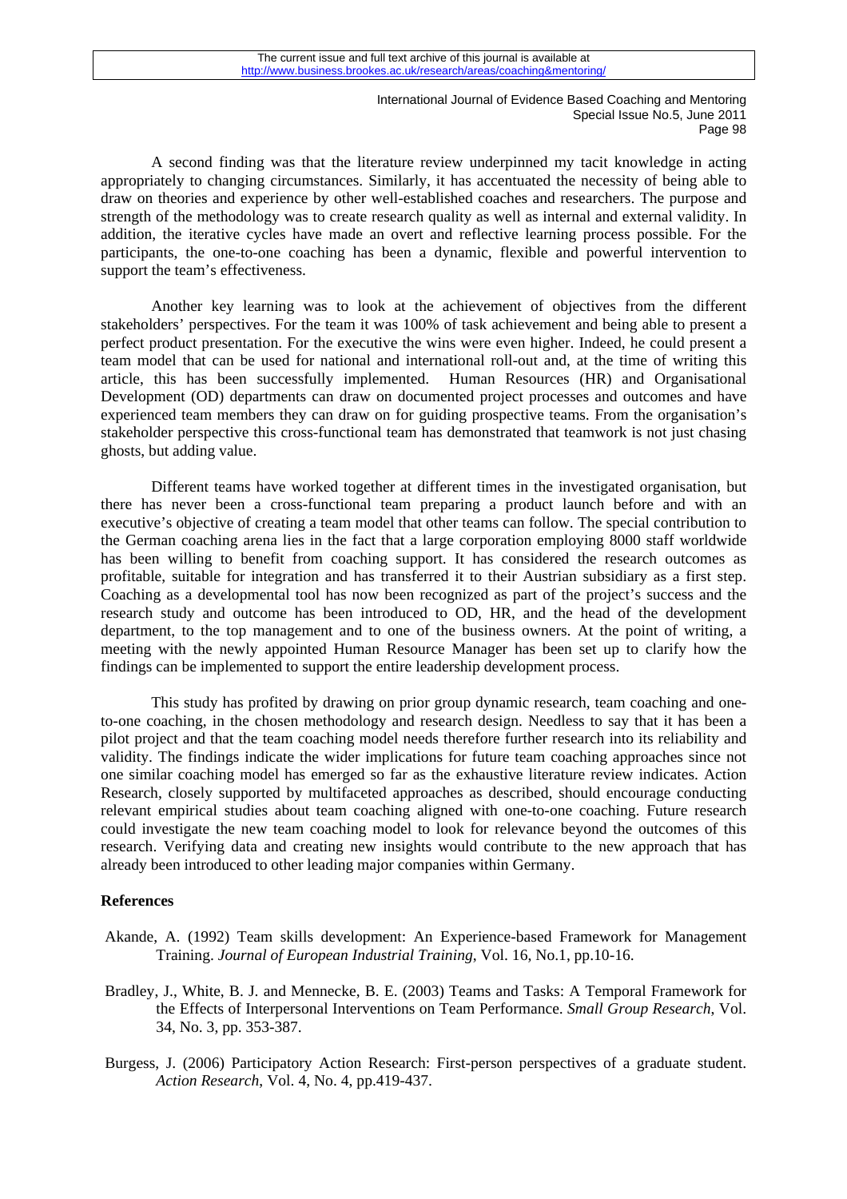A second finding was that the literature review underpinned my tacit knowledge in acting appropriately to changing circumstances. Similarly, it has accentuated the necessity of being able to draw on theories and experience by other well-established coaches and researchers. The purpose and strength of the methodology was to create research quality as well as internal and external validity. In addition, the iterative cycles have made an overt and reflective learning process possible. For the participants, the one-to-one coaching has been a dynamic, flexible and powerful intervention to support the team's effectiveness.

Another key learning was to look at the achievement of objectives from the different stakeholders' perspectives. For the team it was 100% of task achievement and being able to present a perfect product presentation. For the executive the wins were even higher. Indeed, he could present a team model that can be used for national and international roll-out and, at the time of writing this article, this has been successfully implemented. Human Resources (HR) and Organisational Development (OD) departments can draw on documented project processes and outcomes and have experienced team members they can draw on for guiding prospective teams. From the organisation's stakeholder perspective this cross-functional team has demonstrated that teamwork is not just chasing ghosts, but adding value.

Different teams have worked together at different times in the investigated organisation, but there has never been a cross-functional team preparing a product launch before and with an executive's objective of creating a team model that other teams can follow. The special contribution to the German coaching arena lies in the fact that a large corporation employing 8000 staff worldwide has been willing to benefit from coaching support. It has considered the research outcomes as profitable, suitable for integration and has transferred it to their Austrian subsidiary as a first step. Coaching as a developmental tool has now been recognized as part of the project's success and the research study and outcome has been introduced to OD, HR, and the head of the development department, to the top management and to one of the business owners. At the point of writing, a meeting with the newly appointed Human Resource Manager has been set up to clarify how the findings can be implemented to support the entire leadership development process.

This study has profited by drawing on prior group dynamic research, team coaching and one-to-one coaching, in the chosen methodology and research design. Needless to say that it has been a pilot project and that the team coaching model needs therefore further research into its reliability and validity. The findings indicate the wider implications for future team coaching approaches since not one similar coaching model has emerged so far as the exhaustive literature review indicates. Action Research, closely supported by multifaceted approaches as described, should encourage conducting relevant empirical studies about team coaching aligned with one-to-one coaching. Future research could investigate the new team coaching model to look for relevance beyond the outcomes of this research. Verifying data and creating new insights would contribute to the new approach that has already been introduced to other leading major companies within Germany.

## References

Akande, A. (1992) Team skills development: An Experience-based Framework for Management Training. *Journal of European Industrial Training*, Vol. 16, No.1, pp.10-16.

Bradley, J., White, B. J. and Mennecke, B. E. (2003) Teams and Tasks: A Temporal Framework for the Effects of Interpersonal Interventions on Team Performance. *Small Group Research*, Vol. 34, No. 3, pp. 353-387.

Burgess, J. (2006) Participatory Action Research: First-person perspectives of a graduate student. *Action Research*, Vol. 4, No. 4, pp.419-437.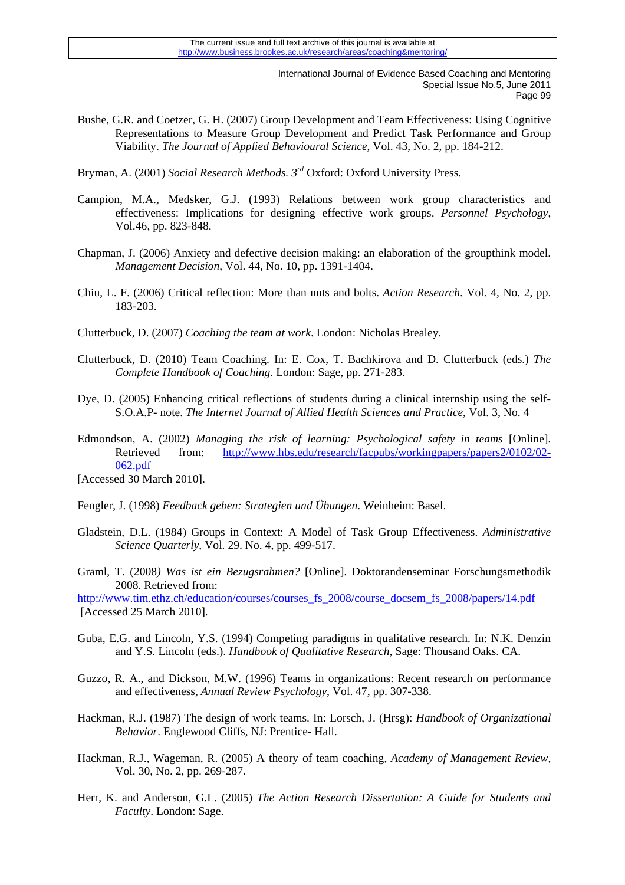Bushe, G.R. and Coetzer, G. H. (2007) Group Development and Team Effectiveness: Using Cognitive Representations to Measure Group Development and Predict Task Performance and Group Viability. *The Journal of Applied Behavioural Science*, Vol. 43, No. 2, pp. 184-212.

Bryman, A. (2001) *Social Research Methods. 3rd* Oxford: Oxford University Press.

Campion, M.A., Medsker, G.J. (1993) Relations between work group characteristics and effectiveness: Implications for designing effective work groups. *Personnel Psychology*, Vol.46, pp. 823-848.

Chapman, J. (2006) Anxiety and defective decision making: an elaboration of the groupthink model. *Management Decision*, Vol. 44, No. 10, pp. 1391-1404.

Chiu, L. F. (2006) Critical reflection: More than nuts and bolts. *Action Research*. Vol. 4, No. 2, pp. 183-203.

Clutterbuck, D. (2007) *Coaching the team at work*. London: Nicholas Brealey.

Clutterbuck, D. (2010) Team Coaching. In: E. Cox, T. Bachkirova and D. Clutterbuck (eds.) *The Complete Handbook of Coaching*. London: Sage, pp. 271-283.

Dye, D. (2005) Enhancing critical reflections of students during a clinical internship using the self-S.O.A.P- note. *The Internet Journal of Allied Health Sciences and Practice*, Vol. 3, No. 4

Edmondson, A. (2002) *Managing the risk of learning: Psychological safety in teams* [Online]. Retrieved from: http://www.hbs.edu/research/facpubs/workingpapers/papers2/0102/02-062.pdf
[Accessed 30 March 2010].

Fengler, J. (1998) *Feedback geben: Strategien und Übungen*. Weinheim: Basel.

Gladstein, D.L. (1984) Groups in Context: A Model of Task Group Effectiveness. *Administrative Science Quarterly*, Vol. 29. No. 4, pp. 499-517.

Graml, T. (2008*) Was ist ein Bezugsrahmen?* [Online]. Doktorandenseminar Forschungsmethodik 2008. Retrieved from:
http://www.tim.ethz.ch/education/courses/courses_fs_2008/course_docsem_fs_2008/papers/14.pdf
[Accessed 25 March 2010].

Guba, E.G. and Lincoln, Y.S. (1994) Competing paradigms in qualitative research. In: N.K. Denzin and Y.S. Lincoln (eds.). *Handbook of Qualitative Research*, Sage: Thousand Oaks. CA.

Guzzo, R. A., and Dickson, M.W. (1996) Teams in organizations: Recent research on performance and effectiveness, *Annual Review Psychology*, Vol. 47, pp. 307-338.

Hackman, R.J. (1987) The design of work teams. In: Lorsch, J. (Hrsg): *Handbook of Organizational Behavior*. Englewood Cliffs, NJ: Prentice- Hall.

Hackman, R.J., Wageman, R. (2005) A theory of team coaching, *Academy of Management Review*, Vol. 30, No. 2, pp. 269-287.

Herr, K. and Anderson, G.L. (2005) *The Action Research Dissertation: A Guide for Students and Faculty*. London: Sage.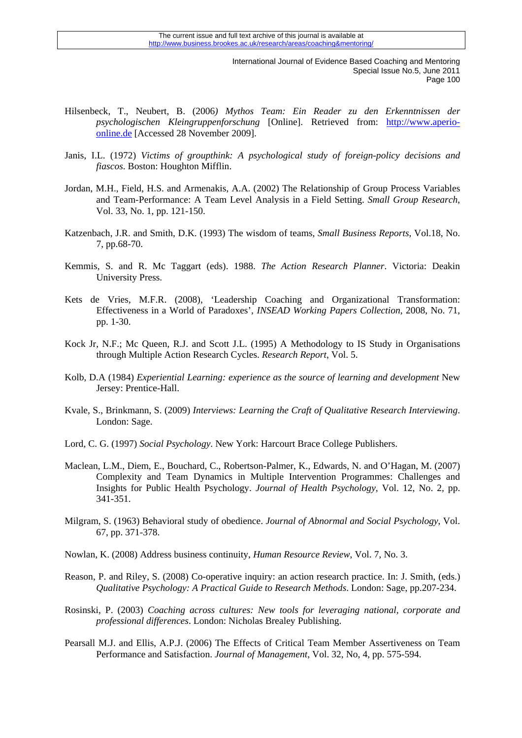Hilsenbeck, T., Neubert, B. (2006*) Mythos Team: Ein Reader zu den Erkenntnissen der psychologischen Kleingruppenforschung* [Online]. Retrieved from: http://www.aperio-online.de [Accessed 28 November 2009].

Janis, I.L. (1972) *Victims of groupthink: A psychological study of foreign-policy decisions and fiascos*. Boston: Houghton Mifflin.

Jordan, M.H., Field, H.S. and Armenakis, A.A. (2002) The Relationship of Group Process Variables and Team-Performance: A Team Level Analysis in a Field Setting. *Small Group Research*, Vol. 33, No. 1, pp. 121-150.

Katzenbach, J.R. and Smith, D.K. (1993) The wisdom of teams, *Small Business Reports*, Vol.18, No. 7, pp.68-70.

Kemmis, S. and R. Mc Taggart (eds). 1988. *The Action Research Planner*. Victoria: Deakin University Press.

Kets de Vries, M.F.R. (2008), 'Leadership Coaching and Organizational Transformation: Effectiveness in a World of Paradoxes', *INSEAD Working Papers Collection*, 2008, No. 71, pp. 1-30.

Kock Jr, N.F.; Mc Queen, R.J. and Scott J.L. (1995) A Methodology to IS Study in Organisations through Multiple Action Research Cycles. *Research Report*, Vol. 5.

Kolb, D.A (1984) *Experiential Learning: experience as the source of learning and development* New Jersey: Prentice-Hall.

Kvale, S., Brinkmann, S. (2009) *Interviews: Learning the Craft of Qualitative Research Interviewing*. London: Sage.

Lord, C. G. (1997) *Social Psychology*. New York: Harcourt Brace College Publishers.

Maclean, L.M., Diem, E., Bouchard, C., Robertson-Palmer, K., Edwards, N. and O'Hagan, M. (2007) Complexity and Team Dynamics in Multiple Intervention Programmes: Challenges and Insights for Public Health Psychology. *Journal of Health Psychology*, Vol. 12, No. 2, pp. 341-351.

Milgram, S. (1963) Behavioral study of obedience. *Journal of Abnormal and Social Psychology*, Vol. 67, pp. 371-378.

Nowlan, K. (2008) Address business continuity, *Human Resource Review*, Vol. 7, No. 3.

Reason, P. and Riley, S. (2008) Co-operative inquiry: an action research practice. In: J. Smith, (eds.) *Qualitative Psychology: A Practical Guide to Research Methods*. London: Sage, pp.207-234.

Rosinski, P. (2003) *Coaching across cultures: New tools for leveraging national, corporate and professional differences*. London: Nicholas Brealey Publishing.

Pearsall M.J. and Ellis, A.P.J. (2006) The Effects of Critical Team Member Assertiveness on Team Performance and Satisfaction. *Journal of Management*, Vol. 32, No, 4, pp. 575-594.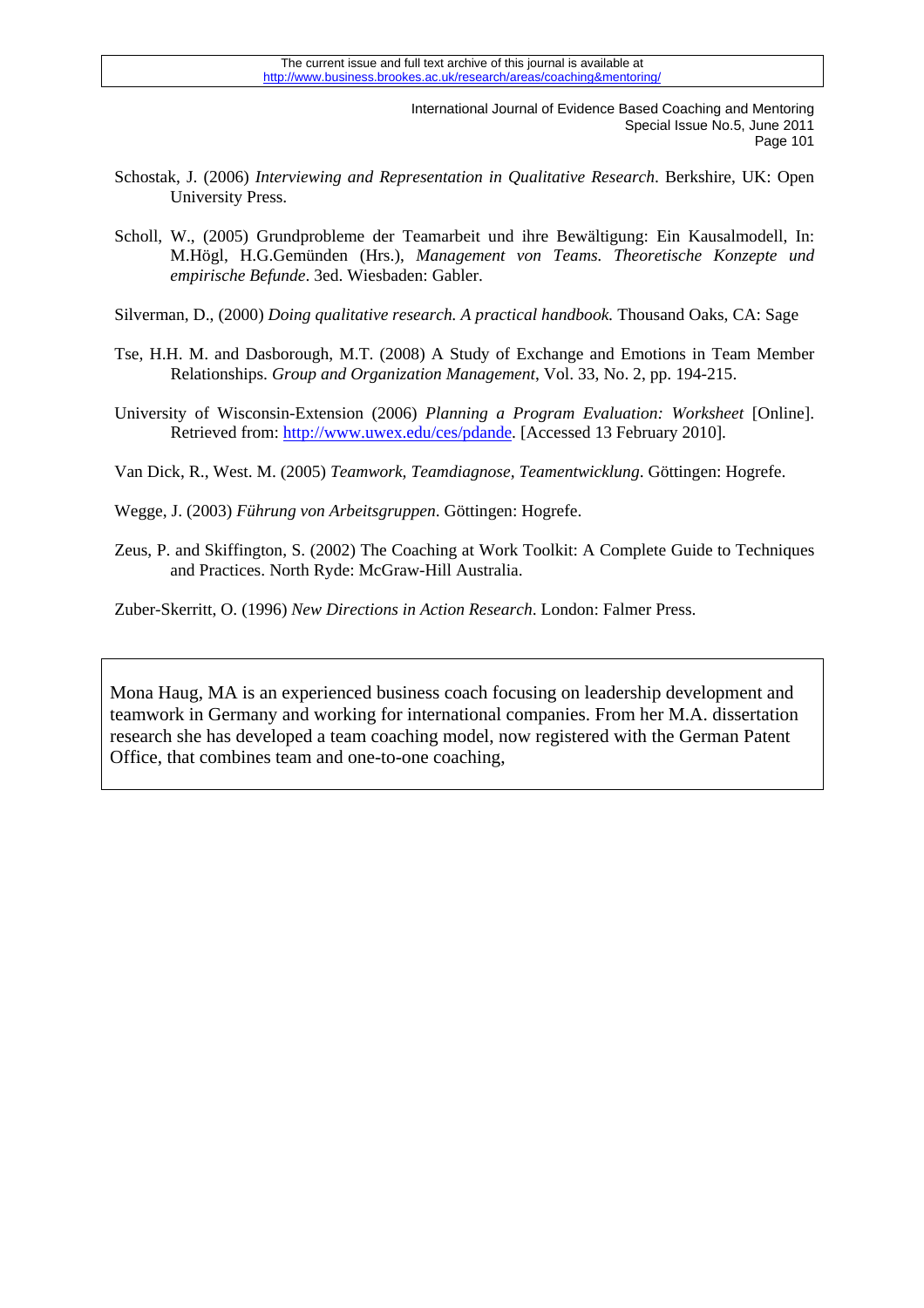Schostak, J. (2006) *Interviewing and Representation in Qualitative Research*. Berkshire, UK: Open University Press.

Scholl, W., (2005) Grundprobleme der Teamarbeit und ihre Bewältigung: Ein Kausalmodell, In: M.Högl, H.G.Gemünden (Hrs.), *Management von Teams. Theoretische Konzepte und empirische Befunde*. 3ed. Wiesbaden: Gabler.

Silverman, D., (2000) *Doing qualitative research. A practical handbook.* Thousand Oaks, CA: Sage

Tse, H.H. M. and Dasborough, M.T. (2008) A Study of Exchange and Emotions in Team Member Relationships. *Group and Organization Management*, Vol. 33, No. 2, pp. 194-215.

University of Wisconsin-Extension (2006) *Planning a Program Evaluation: Worksheet* [Online]. Retrieved from: http://www.uwex.edu/ces/pdande. [Accessed 13 February 2010].

Van Dick, R., West. M. (2005) *Teamwork, Teamdiagnose, Teamentwicklung*. Göttingen: Hogrefe.

Wegge, J. (2003) *Führung von Arbeitsgruppen*. Göttingen: Hogrefe.

Zeus, P. and Skiffington, S. (2002) The Coaching at Work Toolkit: A Complete Guide to Techniques and Practices. North Ryde: McGraw-Hill Australia.

Zuber-Skerritt, O. (1996) *New Directions in Action Research*. London: Falmer Press.

Mona Haug, MA is an experienced business coach focusing on leadership development and teamwork in Germany and working for international companies. From her M.A. dissertation research she has developed a team coaching model, now registered with the German Patent Office, that combines team and one-to-one coaching,